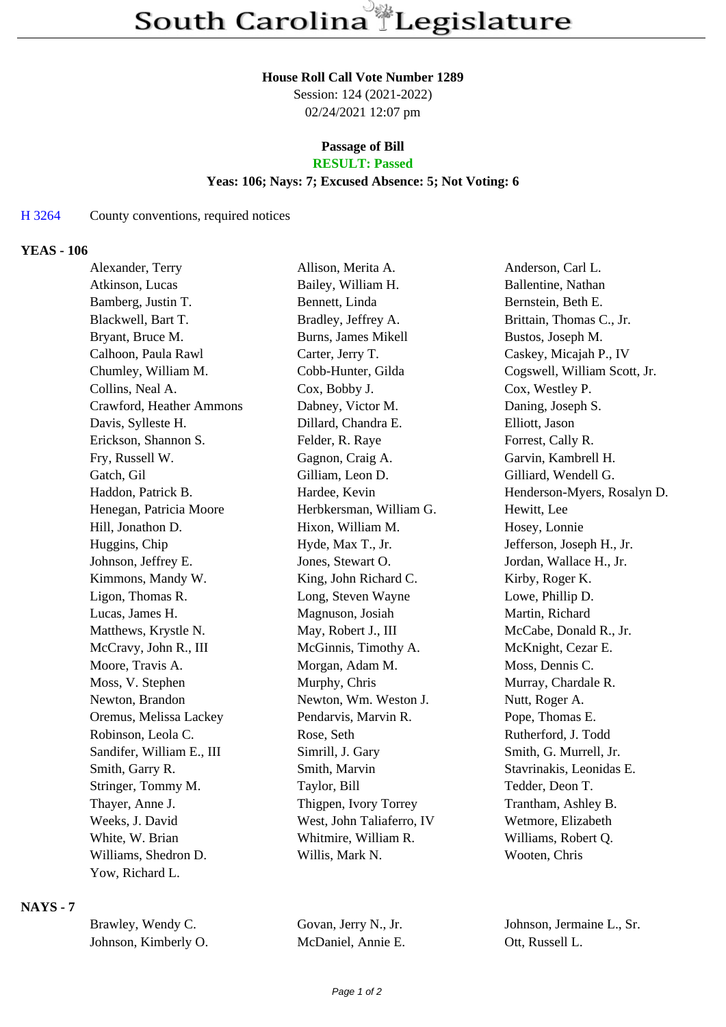# South Carolina Legislature

**House Roll Call Vote Number 1289**

Session: 124 (2021-2022)

02/24/2021 12:07 pm

**Passage of Bill**

**RESULT: Passed**

**Yeas: 106; Nays: 7; Excused Absence: 5; Not Voting: 6**

H 3264 County conventions, required notices

## YEAS - 106

| | | |
|---|---|---|
| Alexander, Terry | Allison, Merita A. | Anderson, Carl L. |
| Atkinson, Lucas | Bailey, William H. | Ballentine, Nathan |
| Bamberg, Justin T. | Bennett, Linda | Bernstein, Beth E. |
| Blackwell, Bart T. | Bradley, Jeffrey A. | Brittain, Thomas C., Jr. |
| Bryant, Bruce M. | Burns, James Mikell | Bustos, Joseph M. |
| Calhoon, Paula Rawl | Carter, Jerry T. | Caskey, Micajah P., IV |
| Chumley, William M. | Cobb-Hunter, Gilda | Cogswell, William Scott, Jr. |
| Collins, Neal A. | Cox, Bobby J. | Cox, Westley P. |
| Crawford, Heather Ammons | Dabney, Victor M. | Daning, Joseph S. |
| Davis, Sylleste H. | Dillard, Chandra E. | Elliott, Jason |
| Erickson, Shannon S. | Felder, R. Raye | Forrest, Cally R. |
| Fry, Russell W. | Gagnon, Craig A. | Garvin, Kambrell H. |
| Gatch, Gil | Gilliam, Leon D. | Gilliard, Wendell G. |
| Haddon, Patrick B. | Hardee, Kevin | Henderson-Myers, Rosalyn D. |
| Henegan, Patricia Moore | Herbkersman, William G. | Hewitt, Lee |
| Hill, Jonathon D. | Hixon, William M. | Hosey, Lonnie |
| Huggins, Chip | Hyde, Max T., Jr. | Jefferson, Joseph H., Jr. |
| Johnson, Jeffrey E. | Jones, Stewart O. | Jordan, Wallace H., Jr. |
| Kimmons, Mandy W. | King, John Richard C. | Kirby, Roger K. |
| Ligon, Thomas R. | Long, Steven Wayne | Lowe, Phillip D. |
| Lucas, James H. | Magnuson, Josiah | Martin, Richard |
| Matthews, Krystle N. | May, Robert J., III | McCabe, Donald R., Jr. |
| McCravy, John R., III | McGinnis, Timothy A. | McKnight, Cezar E. |
| Moore, Travis A. | Morgan, Adam M. | Moss, Dennis C. |
| Moss, V. Stephen | Murphy, Chris | Murray, Chardale R. |
| Newton, Brandon | Newton, Wm. Weston J. | Nutt, Roger A. |
| Oremus, Melissa Lackey | Pendarvis, Marvin R. | Pope, Thomas E. |
| Robinson, Leola C. | Rose, Seth | Rutherford, J. Todd |
| Sandifer, William E., III | Simrill, J. Gary | Smith, G. Murrell, Jr. |
| Smith, Garry R. | Smith, Marvin | Stavrinakis, Leonidas E. |
| Stringer, Tommy M. | Taylor, Bill | Tedder, Deon T. |
| Thayer, Anne J. | Thigpen, Ivory Torrey | Trantham, Ashley B. |
| Weeks, J. David | West, John Taliaferro, IV | Wetmore, Elizabeth |
| White, W. Brian | Whitmire, William R. | Williams, Robert Q. |
| Williams, Shedron D. | Willis, Mark N. | Wooten, Chris |
| Yow, Richard L. | | |

## NAYS - 7

| | | |
|---|---|---|
| Brawley, Wendy C. | Govan, Jerry N., Jr. | Johnson, Jermaine L., Sr. |
| Johnson, Kimberly O. | McDaniel, Annie E. | Ott, Russell L. |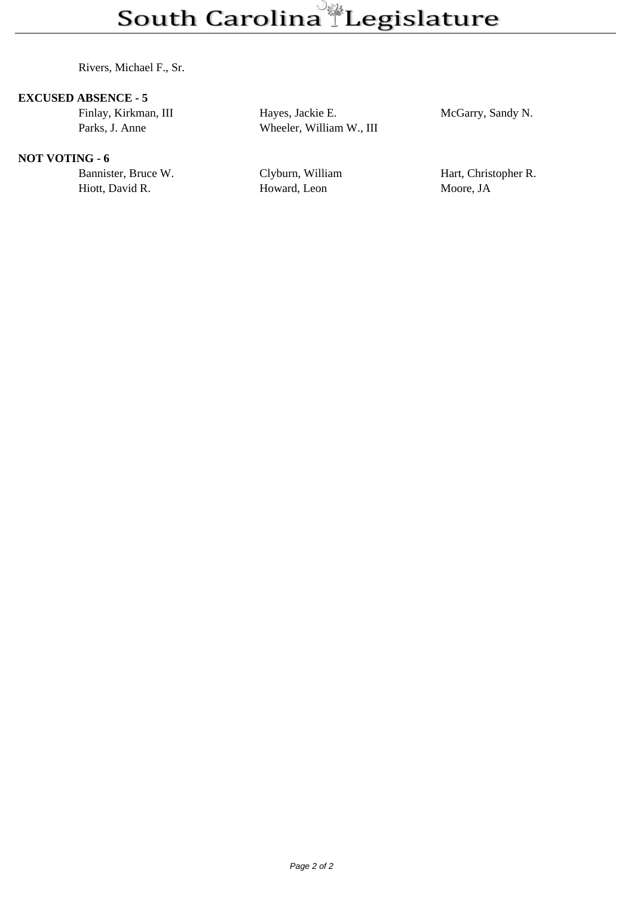Rivers, Michael F., Sr.

**EXCUSED ABSENCE - 5**

| | | |
|---|---|---|
| Finlay, Kirkman, III | Hayes, Jackie E. | McGarry, Sandy N. |
| Parks, J. Anne | Wheeler, William W., III | |

**NOT VOTING - 6**

| | | |
|---|---|---|
| Bannister, Bruce W. | Clyburn, William | Hart, Christopher R. |
| Hiott, David R. | Howard, Leon | Moore, JA |